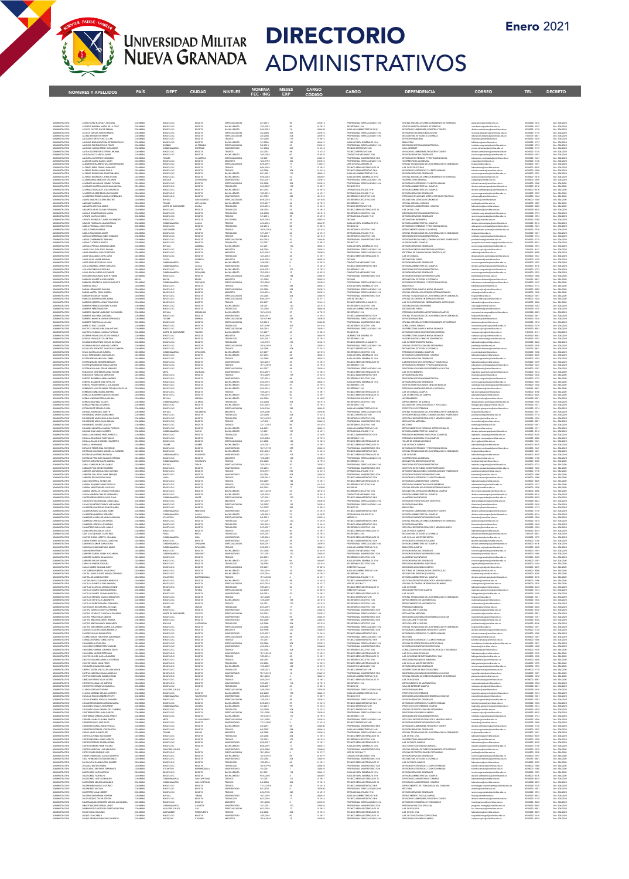# UNIVERSIDAD MILITAR NUEVA GRANADA

# DIRECTORIO ADMINISTRATIVOS

Enero 2021

| NOMBRES Y APELLIDOS | PAÍS | DEPT | CIUDAD | NIVELES | NOMINA FEC - ING | MESES EXP | CARGO CÓDIGO | CARGO | DEPENDENCIA | CORREO | TEL. | DECRETO |
|---|---|---|---|---|---|---|---|---|---|---|---|---|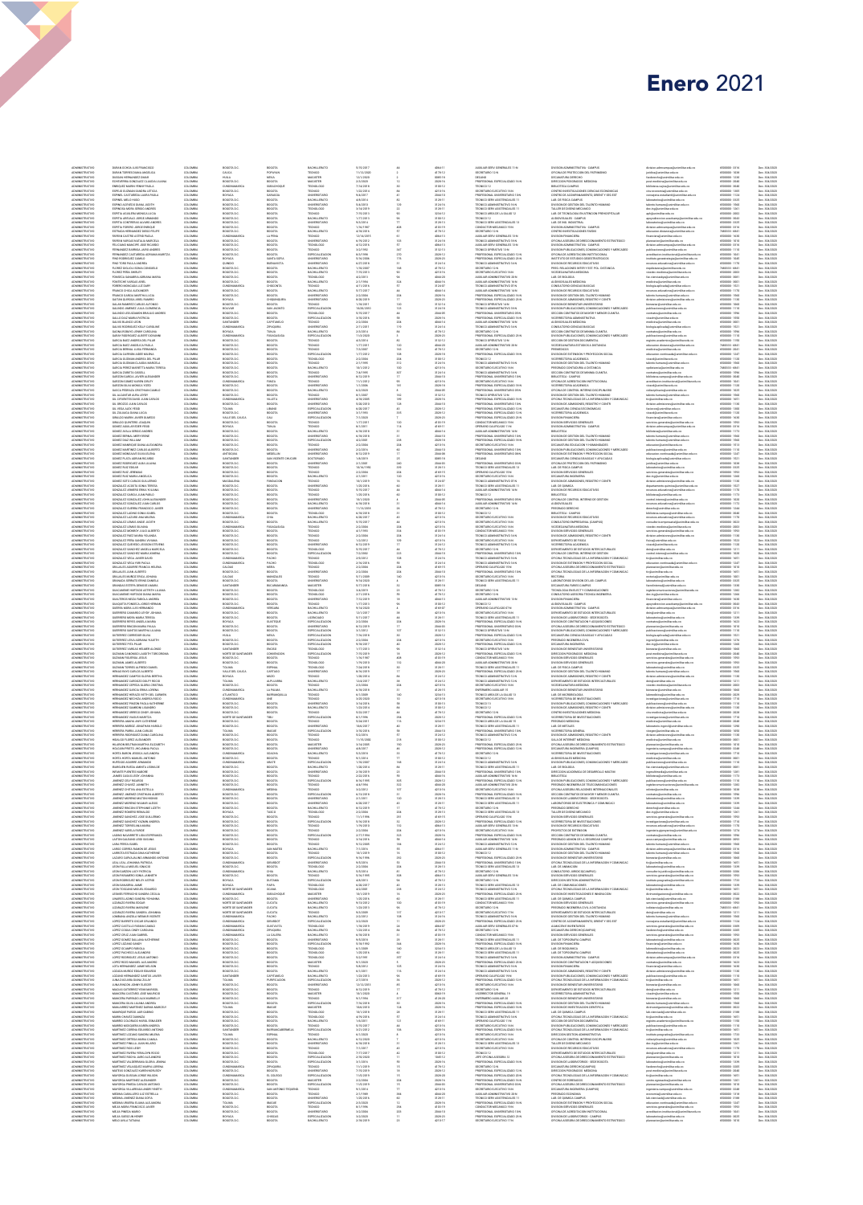# Enero 2021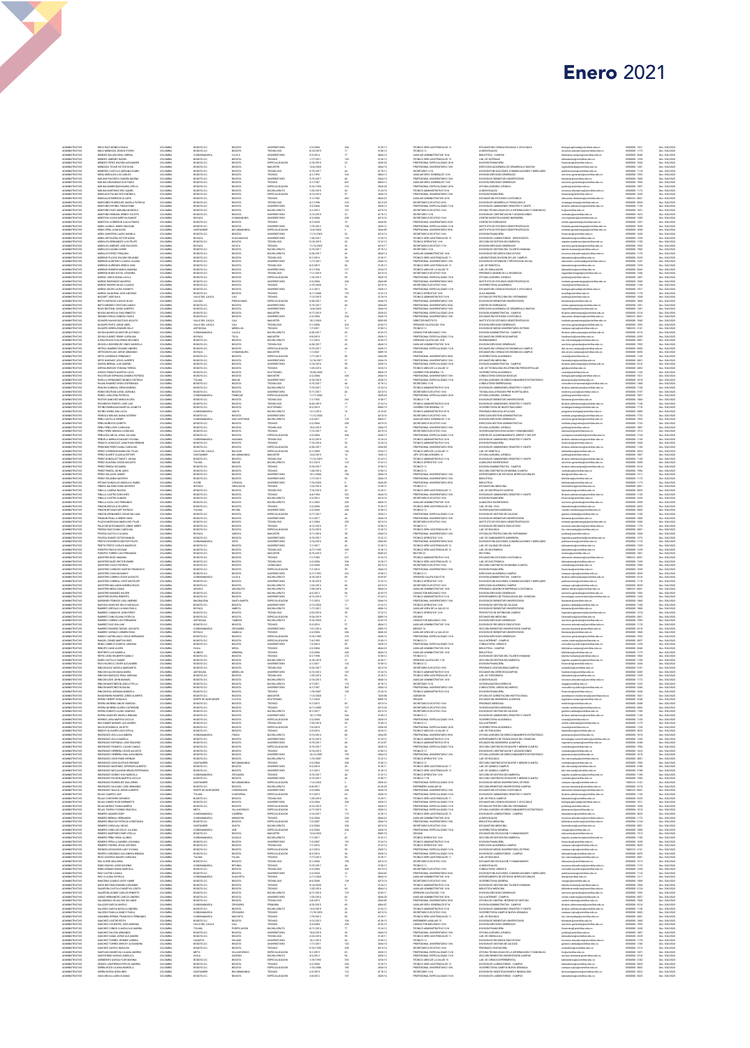# Enero 2021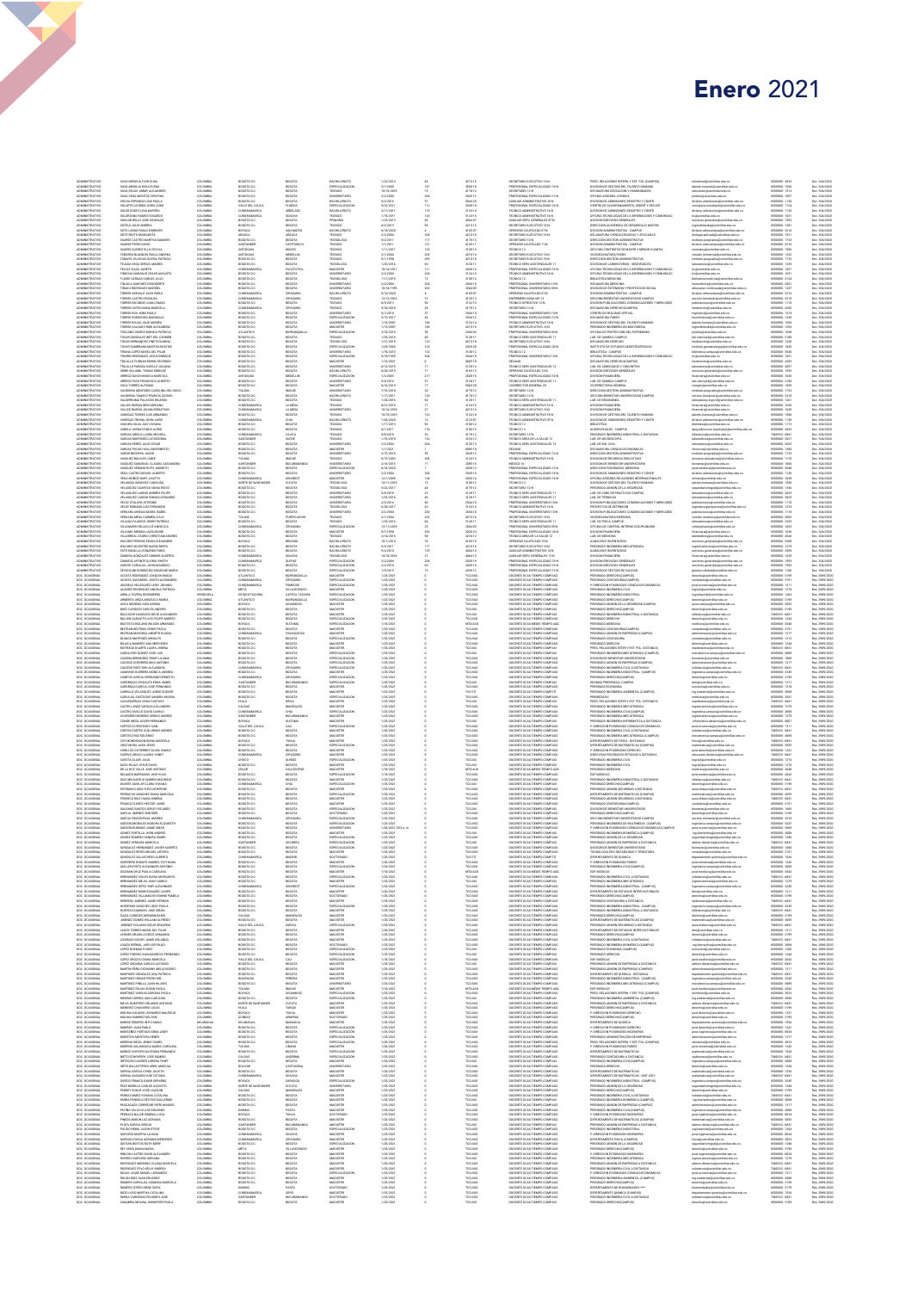# Enero 2021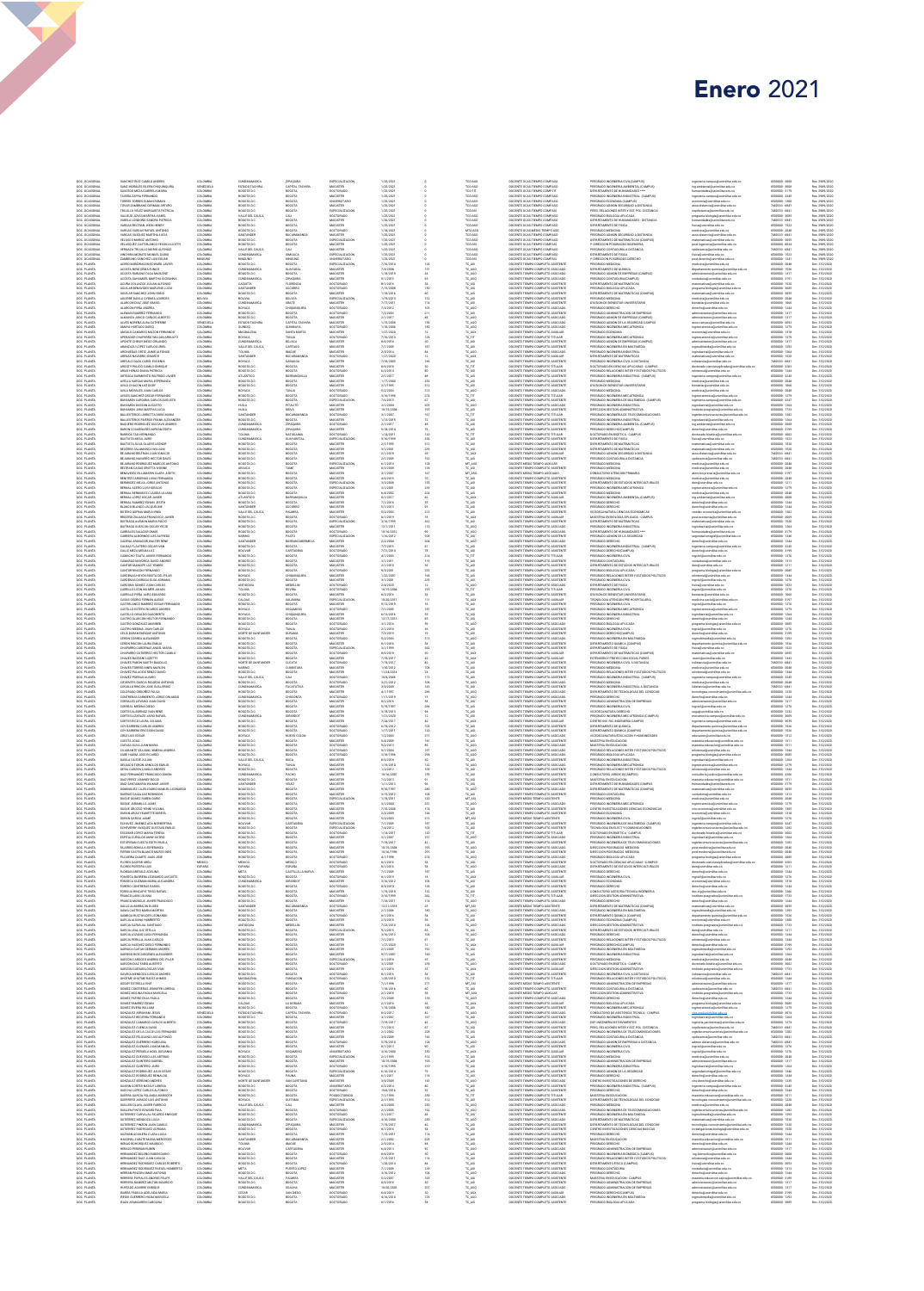# Enero 2021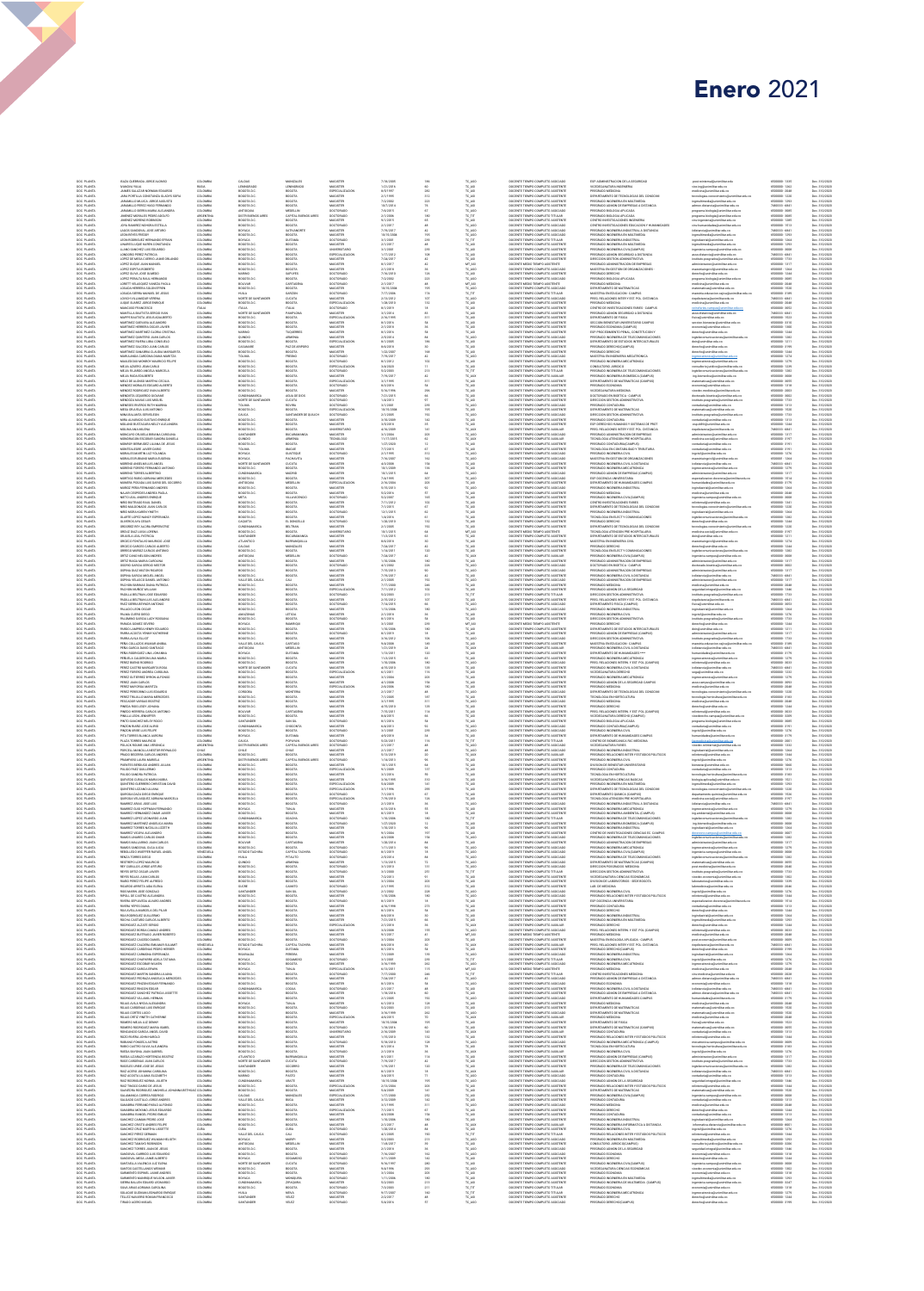# Enero 2021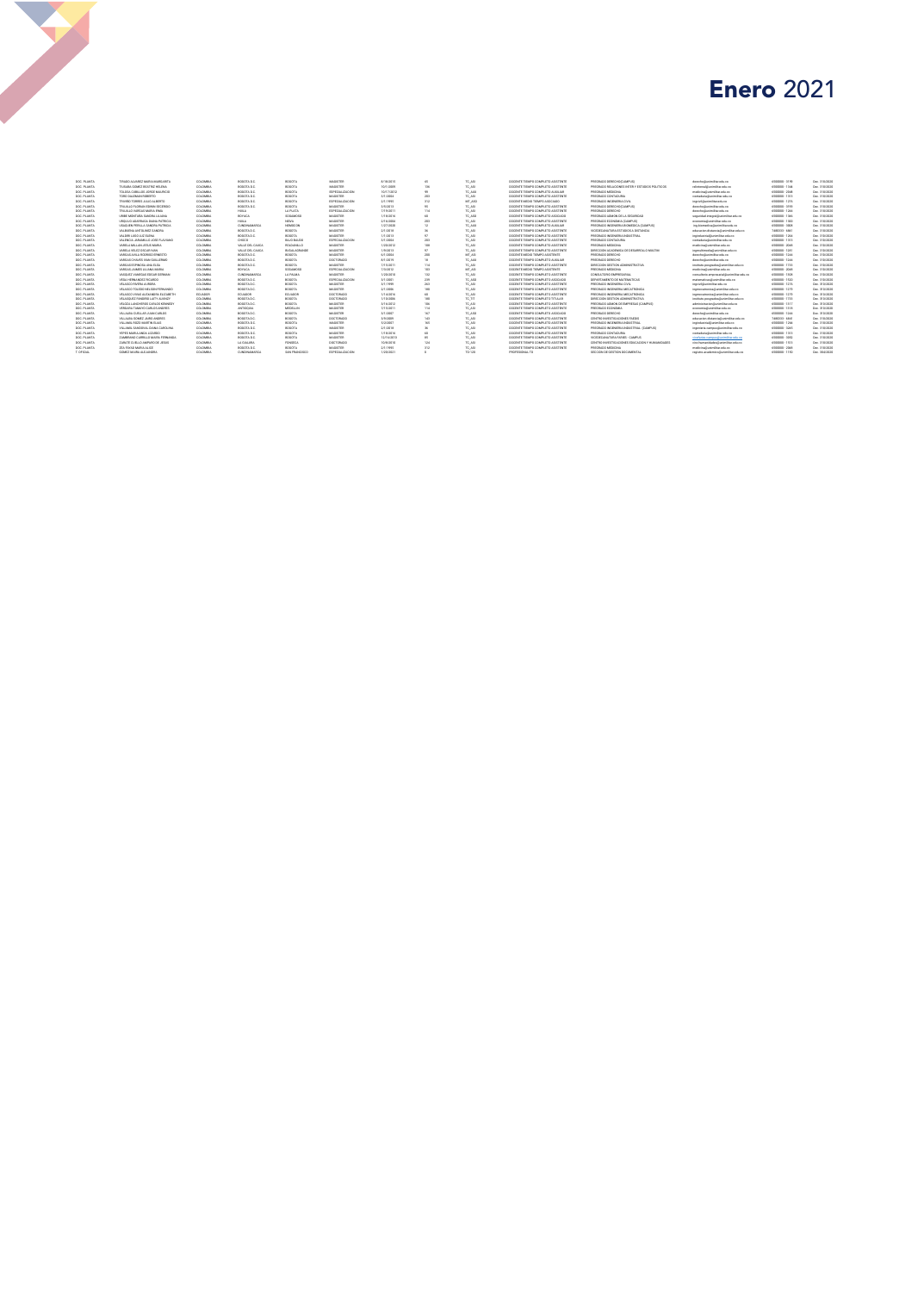# **Enero** 2021

| | | | | | | | | | | | | | |
|---|---|---|---|---|---|---|---|---|---|---|---|---|---|
| DOC. PLANTA | TOVAR ALVAREZ MARIA MARGARITA | COLOMBIA | BOGOTA D.C. | BOGOTA | MAGISTER | 4/18/2015 | 68 | TC_AS | DOCENTE TIEMPO COMPLETO ASISTENTE | PREGRADO DERECHO (CAMPUS) | derecho@unimilitar.edu.co | 6500000 - 3195 | Dec. 310/2020 |
| DOC. PLANTA | TURRIAGO GOMEZ BEATRIZ HELENA | COLOMBIA | BOGOTA D.C. | BOGOTA | MAGISTER | 10/1/2009 | 136 | TC_AS | DOCENTE TIEMPO COMPLETO ASISTENTE | PREGRADO RELACIONES INTER Y ESTUDIOS POLITICOS | relinternal@unimilitar.edu.co | 6500000 - 1166 | Dec. 310/2020 |
| DOC. PLANTA | TOLOSA CUBILLOS JORGE MAURICIO | COLOMBIA | BOGOTA D.C. | BOGOTA | ESPECIALIZACION | 10/17/2012 | 99 | TC_AUX | DOCENTE TIEMPO COMPLETO AUXILIAR | PREGRADO MEDICINA | medicina@unimilitar.edu.co | 6500000 - 2048 | Dec. 310/2020 |
| DOC. PLANTA | TORO GALEANO HERIBERTO | COLOMBIA | BOGOTA D.C. | BOGOTA | MAGISTER | 3/1/2004 | 203 | TC_AS | DOCENTE TIEMPO COMPLETO ASISTENTE | PREGRADO CONTADURIA | contaduria@unimilitar.edu.co | 6500000 - 1313 | Dec. 310/2020 |
| DOC. PLANTA | TRIVIÑO TORRES JULIO ALBERTO | COLOMBIA | BOGOTA D.C. | BOGOTA | ESPECIALIZACION | 2/1/1995 | 312 | MT_ASO | DOCENTE MEDIO TIEMPO ASOCIADO | PREGRADO INGENIERIA CIVIL | ingcivil@unimilitar.edu.co | 6500000 - 1276 | Dec. 310/2020 |
| DOC. PLANTA | TRUJILLO FLORIAN EDWIN SECUNDO | COLOMBIA | BOGOTA D.C. | BOGOTA | MAGISTER | 3/5/2013 | 95 | TC_AS | DOCENTE TIEMPO COMPLETO ASISTENTE | PREGRADO DERECHO (CAMPUS) | derecho@unimilitar.edu.co | 6500000 - 3019 | Dec. 310/2020 |
| DOC. PLANTA | TRUJILLO VARGAS MARIA IRMA | COLOMBIA | HUILA | LA PLATA | ESPECIALIZACION | 7/15/2011 | 114 | TC_AS | DOCENTE TIEMPO COMPLETO ASISTENTE | PREGRADO DERECHO | derecho@unimilitar.edu.co | 6500000 - 1244 | Dec. 310/2020 |
| DOC. PLANTA | URIBE MONTAÑA SANDRA LILIANA | COLOMBIA | BOYACA | SOGAMOSO | MAGISTER | 1/15/2014 | 83 | TC_ASO | DOCENTE TIEMPO COMPLETO ASOCIADO | PREGRADO ADMON DE LA SEGURIDAD | seguridad.integral@unimilitar.edu.co | 6500000 - 1184 | Dec. 310/2020 |
| DOC. PLANTA | URQUIJO ADARRAGA DIANA PATRICIA | COLOMBIA | HUILA | NEIVA | MAGISTER | 3/16/2004 | 203 | TC_AS | DOCENTE TIEMPO COMPLETO ASISTENTE | PREGRADO ECONOMIA (CAMPUS) | economia@unimilitar.edu.co | 6500000 - 1300 | Dec. 310/2020 |
| DOC. PLANTA | USAQUEN PERILLA SANDRA PATRICIA | COLOMBIA | CUNDINAMARCA | SIMIJACA | MAGISTER | 1/27/2020 | 12 | TC_AUX | DOCENTE TIEMPO COMPLETO AUXILIAR | PREGRADO INGENIERIA BIOMEDICA (CAMPUS) | ing.biomedica@unimilitar.edu.co | 6500000 - 3008 | Dec. 310/2020 |
| DOC. PLANTA | VALBUENA ANTOLINEZ SANDRA | COLOMBIA | BOGOTA D.C. | BOGOTA | MAGISTER | 2/1/2018 | 36 | TC_AS | DOCENTE TIEMPO COMPLETO ASISTENTE | VICEDECANATURA ESTUDIOS A DISTANCIA | educacion.distancia@unimilitar.edu.co | 7480333 - 6881 | Dec. 310/2020 |
| DOC. PLANTA | VALERO LUGO LUZ DORIA | COLOMBIA | BOGOTA D.C. | BOGOTA | MAGISTER | 1/1/2013 | 97 | TC_AS | DOCENTE TIEMPO COMPLETO ASISTENTE | PREGRADO INGENIERIA INDUSTRIAL | ingindustrial@unimilitar.edu.co | 6500000 - 1264 | Dec. 310/2020 |
| DOC. PLANTA | VALENCIA JARAMILLO JOSE FLAVIANO | COLOMBIA | CHOCO | BAJO BAUDO | ESPECIALIZACION | 3/1/2004 | 203 | TC_AS | DOCENTE TIEMPO COMPLETO ASISTENTE | PREGRADO CONTADURIA | contaduria@unimilitar.edu.co | 6500000 - 1313 | Dec. 310/2020 |
| DOC. PLANTA | VARELA MILLAN JESUS MARIA | COLOMBIA | VALLE DEL CAUCA | ROLDANILLO | MAGISTER | 1/20/2012 | 108 | TC_AS | DOCENTE TIEMPO COMPLETO ASISTENTE | PREGRADO MEDICINA | medicina@unimilitar.edu.co | 6500000 - 2048 | Dec. 310/2020 |
| DOC. PLANTA | VARELA VELEZ OSCAR IVAN | COLOMBIA | VALLE DEL CAUCA | BUGALAGRANDE | MAGISTER | 1/9/2013 | 97 | TC_AS | DOCENTE TIEMPO COMPLETO ASISTENTE | DIRECCION ACADEMICA DE DESARROLLO MILITAR | ingmultimedia@unimilitar.edu.co | 6500000 - 1241 | Dec. 310/2020 |
| DOC. PLANTA | VARGAS AVILA RODRIGO ERNESTO | COLOMBIA | BOGOTA D.C. | BOGOTA | MAGISTER | 3/1/2004 | 203 | MT_AS | DOCENTE MEDIO TIEMPO ASISTENTE | PREGRADO DERECHO | derecho@unimilitar.edu.co | 6500000 - 1244 | Dec. 310/2020 |
| DOC. PLANTA | VARGAS OÑATE IVAN GUILLERMO | COLOMBIA | BOGOTA D.C. | BOGOTA | MAGISTER | 8/1/2018 | 78 | TC_AUX | DOCENTE TIEMPO COMPLETO AUXILIAR | PREGRADO DERECHO | derecho@unimilitar.edu.co | 6500000 - 1244 | Dec. 310/2020 |
| DOC. PLANTA | VARGAS ESPINOSA ANA ELISA | COLOMBIA | BOGOTA D.C. | BOGOTA | DOCTORADO | 7/15/2011 | 114 | TC_AS | DOCENTE TIEMPO COMPLETO ASISTENTE | DIRECCION GESTION ADMINISTRATIVA | instituto.posgrados@unimilitar.edu.co | 6500000 - 1773 | Dec. 310/2020 |
| DOC. PLANTA | VARGAS JAIMES LILIANA MARIA | COLOMBIA | BOYACA | SOGAMOSO | ESPECIALIZACION | 7/3/2012 | 103 | MT_AS | DOCENTE MEDIO TIEMPO ASISTENTE | PREGRADO MEDICINA | medicina@unimilitar.edu.co | 6500000 - 2048 | Dec. 310/2020 |
| DOC. PLANTA | VASQUEZ VANEGAS EDGAR GERMAN | COLOMBIA | CUNDINAMARCA | LA PALMA | MAGISTER | 1/20/2010 | 132 | TC_AS | DOCENTE TIEMPO COMPLETO ASISTENTE | CONSULTORIO EMPRESARIAL | consultorio.empresarial@unimilitar.edu.co | 6500000 - 1308 | Dec. 310/2020 |
| DOC. PLANTA | VEGA HERNANDEZ RICARDO | COLOMBIA | BOGOTA D.C. | BOGOTA | ESPECIALIZACION | 3/1/2001 | 239 | TC_ASO | DOCENTE TIEMPO COMPLETO ASOCIADO | DEPARTAMENTO DE MATEMATICAS | matematicas@unimilitar.edu.co | 6500000 - 1532 | Dec. 310/2020 |
| DOC. PLANTA | VELASCO RIVERA AURORA | COLOMBIA | BOGOTA D.C. | BOGOTA | MAGISTER | 3/1/1999 | 263 | TC_AS | DOCENTE TIEMPO COMPLETO ASISTENTE | PREGRADO INGENIERIA CIVIL | ingcivil@unimilitar.edu.co | 6500000 - 1276 | Dec. 310/2020 |
| DOC. PLANTA | VELASCO TOLEDO NELSON FERNANDO | COLOMBIA | BOGOTA D.C. | BOGOTA | MAGISTER | 2/1/2006 | 180 | TC_AS | DOCENTE TIEMPO COMPLETO ASISTENTE | PREGRADO INGENIERIA MECATRONICA | ingmecatronica@unimilitar.edu.co | 6500000 - 1279 | Dec. 310/2020 |
| DOC. PLANTA | VELASCO VIVAS ALEXANDRA ELIZABETH | ECUADOR | ECUADOR | ECUADOR | DOCTORADO | 1/14/2014 | 84 | TC_AS | DOCENTE TIEMPO COMPLETO ASISTENTE | PREGRADO INGENIERIA MECATRONICA | ingmecatronica@unimilitar.edu.co | 6500000 - 1279 | Dec. 310/2020 |
| DOC. PLANTA | VELASQUEZ FANDIÑO LUCY AUDREY | COLOMBIA | BOGOTA D.C. | BOGOTA | DOCTORADO | 1/15/2006 | 180 | TC_TIT | DOCENTE TIEMPO COMPLETO TITULAR | DIRECCION GESTION ADMINISTRATIVA | instituto.posgrados@unimilitar.edu.co | 6500000 - 1773 | Dec. 310/2020 |
| DOC. PLANTA | VELOZA LANDINEZ CARLOS KENNEDY | COLOMBIA | BOGOTA D.C. | BOGOTA | MAGISTER | 3/16/2012 | 106 | TC_AS | DOCENTE TIEMPO COMPLETO ASISTENTE | PREGRADO ADMON DE EMPRESAS (CAMPUS) | administracion@unimilitar.edu.co | 6500000 - 1317 | Dec. 310/2020 |
| DOC. PLANTA | VERGARA TAMAYO CARLOS ANDRES | COLOMBIA | ANTIOQUIA | MEDELLIN | MAGISTER | 7/15/2011 | 114 | TC_AS | DOCENTE TIEMPO COMPLETO ASISTENTE | PREGRADO ECONOMIA | economia@unimilitar.edu.co | 6500000 - 1318 | Dec. 310/2020 |
| DOC. PLANTA | VILLALBA CUELLAR JUAN CARLOS | COLOMBIA | BOGOTA D.C. | BOGOTA | MAGISTER | 3/1/2007 | 167 | TC_ASO | DOCENTE TIEMPO COMPLETO ASOCIADO | PREGRADO DERECHO | derecho@unimilitar.edu.co | 6500000 - 1244 | Dec. 310/2020 |
| DOC. PLANTA | VILLALBA GOMEZ JAIRO ANDRES | COLOMBIA | BOGOTA D.C. | BOGOTA | DOCTORADO | 3/9/2009 | 143 | TC_AS | DOCENTE TIEMPO COMPLETO ASISTENTE | CENTRO INVESTIGACIONES FAEDIS | educacion.distancia@unimilitar.edu.co | 7480333 - 6845 | Dec. 310/2020 |
| DOC. PLANTA | VILLAMIL PINTO MARTIN ELIAS | COLOMBIA | BOGOTA D.C. | BOGOTA | MAGISTER | 3/2/2007 | 165 | TC_AS | DOCENTE TIEMPO COMPLETO ASISTENTE | PREGRADO INGENIERIA INDUSTRIAL | ingindustrial@unimilitar.edu.co | 6500000 - 1264 | Dec. 310/2020 |
| DOC. PLANTA | VILLAMIL SANDOVAL DIANA CAROLINA | COLOMBIA | BOGOTA D.C. | BOGOTA | MAGISTER | 2/1/2018 | 36 | TC_AS | DOCENTE TIEMPO COMPLETO ASISTENTE | PREGRADO INGENIERIA INDUSTRIAL (CAMPUS) | ingindustria.campus@unimilitar.edu.co | 6500000 - 3245 | Dec. 310/2020 |
| DOC. PLANTA | YEPES MARULANDA LEONIDES | COLOMBIA | BOGOTA D.C. | BOGOTA | MAGISTER | 1/15/2014 | 84 | TC_AS | DOCENTE TIEMPO COMPLETO ASISTENTE | PREGRADO CONTADURIA | contaduria@unimilitar.edu.co | 6500000 - 1313 | Dec. 310/2020 |
| DOC. PLANTA | ZAMBRANO CARRILLO MARIA FERNANDA | COLOMBIA | BOGOTA D.C. | BOGOTA | MAGISTER | 12/16/2013 | 85 | TC_AS | DOCENTE TIEMPO COMPLETO ASISTENTE | VICEDECANATURA FCEEC - CAMPUS | contaduria.campus@unimilitar.edu.co | 6500000 - 3035 | Dec. 310/2020 |
| DOC. PLANTA | ZARATE DURILLO ANIPAREDO DE JESUS | COLOMBIA | LA GUAJIRA | FONSECA | DOCTORADO | 10/8/2010 | 124 | TC_AS | DOCENTE TIEMPO COMPLETO ASISTENTE | CENTRO INVESTIGACIONES EDUCACION Y HUMANIDADES | inv.humanidades@unimilitar.edu.co | 6500000 - 1151 | Dec. 310/2020 |
| DOC. PLANTA | ZEA FAVIAN MARIA ALICE | COLOMBIA | BOGOTA D.C. | BOGOTA | MAGISTER | 2/1/1993 | 312 | TC_AS | DOCENTE TIEMPO COMPLETO ASISTENTE | PREGRADO MEDICINA | medicina@unimilitar.edu.co | 6500000 - 2068 | Dec. 310/2020 |
| T. OFICIAL | GOMEZ MARIA ALEJANDRA | COLOMBIA | CUNDINAMARCA | SAN FRANCISCO | ESPECIALIZACION | 1/25/2021 | 0 | TO-120 | PROFESIONAL TO | DIRECCION DE GESTION DOCUMENTAL | registro.academico@unimilitar.edu.co | 6500000 - 1150 | Dec. 304/2020 |